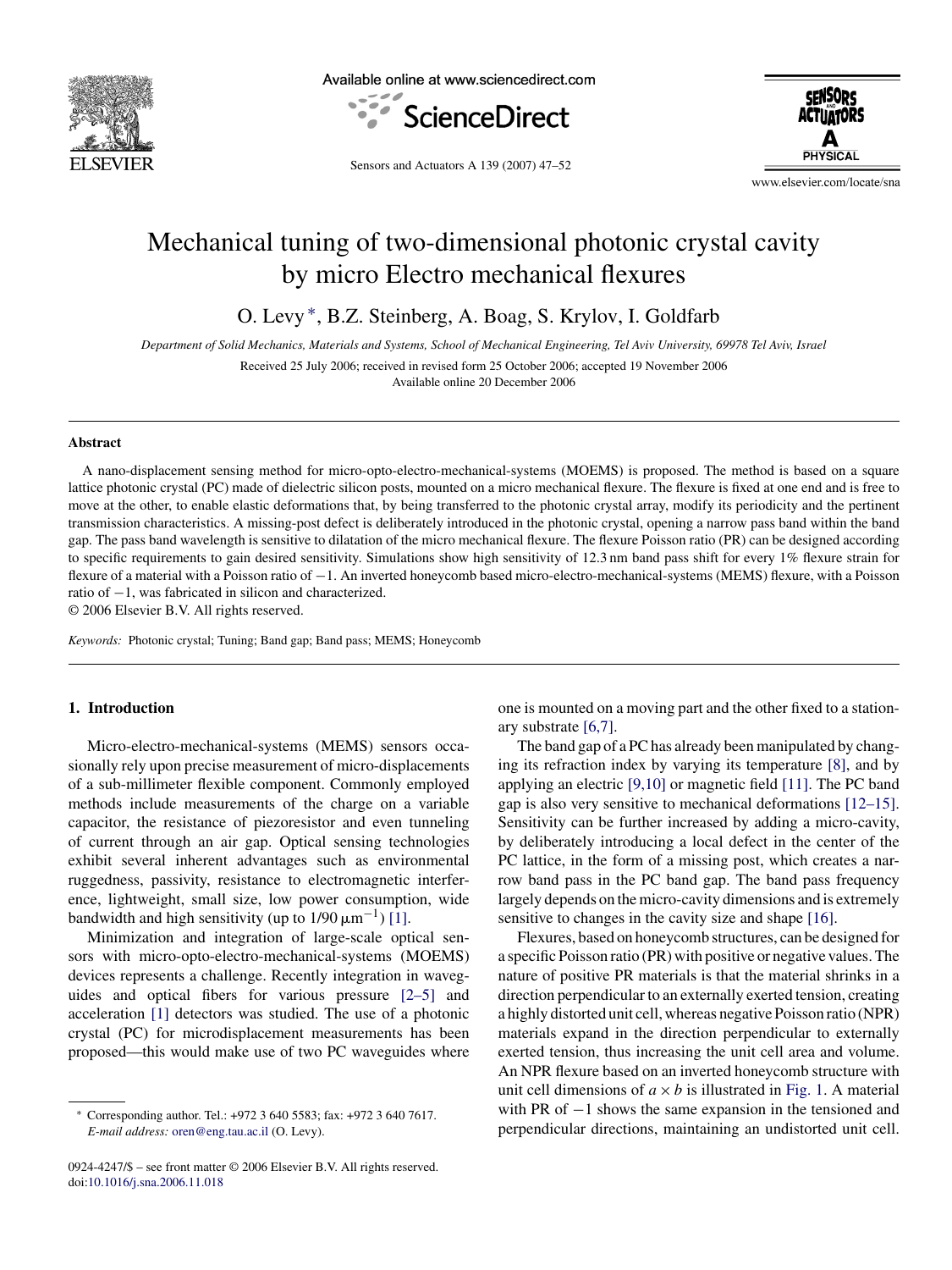# Mechanical tuning of two-dimensional photonic crystal cavity by micro Electro mechanical flexures

O. Levy *, B.Z. Steinberg, A. Boag, S. Krylov, I. Goldfarb

*Department of Solid Mechanics, Materials and Systems, School of Mechanical Engineering, Tel Aviv University, 69978 Tel Aviv, Israel*

Received 25 July 2006; received in revised form 25 October 2006; accepted 19 November 2006
Available online 20 December 2006

## Abstract

A nano-displacement sensing method for micro-opto-electro-mechanical-systems (MOEMS) is proposed. The method is based on a square lattice photonic crystal (PC) made of dielectric silicon posts, mounted on a micro mechanical flexure. The flexure is fixed at one end and is free to move at the other, to enable elastic deformations that, by being transferred to the photonic crystal array, modify its periodicity and the pertinent transmission characteristics. A missing-post defect is deliberately introduced in the photonic crystal, opening a narrow pass band within the band gap. The pass band wavelength is sensitive to dilatation of the micro mechanical flexure. The flexure Poisson ratio (PR) can be designed according to specific requirements to gain desired sensitivity. Simulations show high sensitivity of 12.3 nm band pass shift for every 1% flexure strain for flexure of a material with a Poisson ratio of −1. An inverted honeycomb based micro-electro-mechanical-systems (MEMS) flexure, with a Poisson ratio of −1, was fabricated in silicon and characterized.

© 2006 Elsevier B.V. All rights reserved.

*Keywords:* Photonic crystal; Tuning; Band gap; Band pass; MEMS; Honeycomb

## 1. Introduction

Micro-electro-mechanical-systems (MEMS) sensors occasionally rely upon precise measurement of micro-displacements of a sub-millimeter flexible component. Commonly employed methods include measurements of the charge on a variable capacitor, the resistance of piezoresistor and even tunneling of current through an air gap. Optical sensing technologies exhibit several inherent advantages such as environmental ruggedness, passivity, resistance to electromagnetic interference, lightweight, small size, low power consumption, wide bandwidth and high sensitivity (up to $1/90\,\mu\text{m}^{-1}$) [1].

Minimization and integration of large-scale optical sensors with micro-opto-electro-mechanical-systems (MOEMS) devices represents a challenge. Recently integration in waveguides and optical fibers for various pressure [2–5] and acceleration [1] detectors was studied. The use of a photonic crystal (PC) for microdisplacement measurements has been proposed—this would make use of two PC waveguides where one is mounted on a moving part and the other fixed to a stationary substrate [6,7].

The band gap of a PC has already been manipulated by changing its refraction index by varying its temperature [8], and by applying an electric [9,10] or magnetic field [11]. The PC band gap is also very sensitive to mechanical deformations [12–15]. Sensitivity can be further increased by adding a micro-cavity, by deliberately introducing a local defect in the center of the PC lattice, in the form of a missing post, which creates a narrow band pass in the PC band gap. The band pass frequency largely depends on the micro-cavity dimensions and is extremely sensitive to changes in the cavity size and shape [16].

Flexures, based on honeycomb structures, can be designed for a specific Poisson ratio (PR) with positive or negative values. The nature of positive PR materials is that the material shrinks in a direction perpendicular to an externally exerted tension, creating a highly distorted unit cell, whereas negative Poisson ratio (NPR) materials expand in the direction perpendicular to externally exerted tension, thus increasing the unit cell area and volume. An NPR flexure based on an inverted honeycomb structure with unit cell dimensions of $a \times b$ is illustrated in Fig. 1. A material with PR of −1 shows the same expansion in the tensioned and perpendicular directions, maintaining an undistorted unit cell.

* Corresponding author. Tel.: +972 3 640 5583; fax: +972 3 640 7617.
*E-mail address:* oren@eng.tau.ac.il (O. Levy).

0924-4247/$ – see front matter © 2006 Elsevier B.V. All rights reserved.
doi:10.1016/j.sna.2006.11.018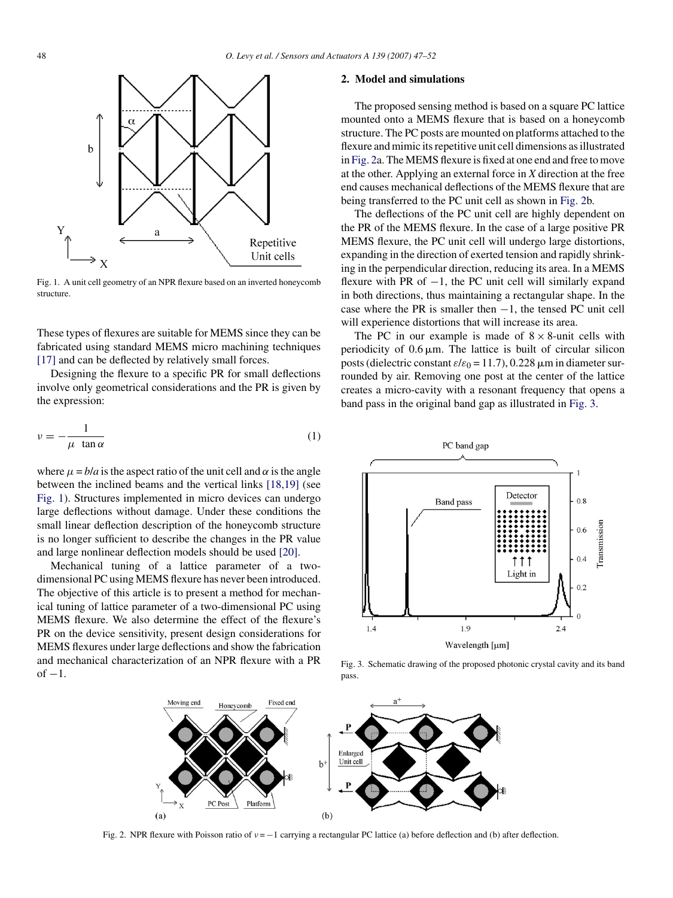Fig. 1. A unit cell geometry of an NPR flexure based on an inverted honeycomb structure.

These types of flexures are suitable for MEMS since they can be fabricated using standard MEMS micro machining techniques [17] and can be deflected by relatively small forces.

Designing the flexure to a specific PR for small deflections involve only geometrical considerations and the PR is given by the expression:

$$\nu = -\frac{1}{\mu \tan \alpha} \tag{1}$$

where $\mu = b/a$ is the aspect ratio of the unit cell and $\alpha$ is the angle between the inclined beams and the vertical links [18,19] (see Fig. 1). Structures implemented in micro devices can undergo large deflections without damage. Under these conditions the small linear deflection description of the honeycomb structure is no longer sufficient to describe the changes in the PR value and large nonlinear deflection models should be used [20].

Mechanical tuning of a lattice parameter of a two-dimensional PC using MEMS flexure has never been introduced. The objective of this article is to present a method for mechanical tuning of lattice parameter of a two-dimensional PC using MEMS flexure. We also determine the effect of the flexure's PR on the device sensitivity, present design considerations for MEMS flexures under large deflections and show the fabrication and mechanical characterization of an NPR flexure with a PR of −1.

## 2. Model and simulations

The proposed sensing method is based on a square PC lattice mounted onto a MEMS flexure that is based on a honeycomb structure. The PC posts are mounted on platforms attached to the flexure and mimic its repetitive unit cell dimensions as illustrated in Fig. 2a. The MEMS flexure is fixed at one end and free to move at the other. Applying an external force in *X* direction at the free end causes mechanical deflections of the MEMS flexure that are being transferred to the PC unit cell as shown in Fig. 2b.

The deflections of the PC unit cell are highly dependent on the PR of the MEMS flexure. In the case of a large positive PR MEMS flexure, the PC unit cell will undergo large distortions, expanding in the direction of exerted tension and rapidly shrinking in the perpendicular direction, reducing its area. In a MEMS flexure with PR of −1, the PC unit cell will similarly expand in both directions, thus maintaining a rectangular shape. In the case where the PR is smaller then −1, the tensed PC unit cell will experience distortions that will increase its area.

The PC in our example is made of 8 × 8-unit cells with periodicity of 0.6 μm. The lattice is built of circular silicon posts (dielectric constant $\varepsilon/\varepsilon_0 = 11.7$), 0.228 μm in diameter surrounded by air. Removing one post at the center of the lattice creates a micro-cavity with a resonant frequency that opens a band pass in the original band gap as illustrated in Fig. 3.

Fig. 3. Schematic drawing of the proposed photonic crystal cavity and its band pass.

Fig. 2. NPR flexure with Poisson ratio of $\nu = -1$ carrying a rectangular PC lattice (a) before deflection and (b) after deflection.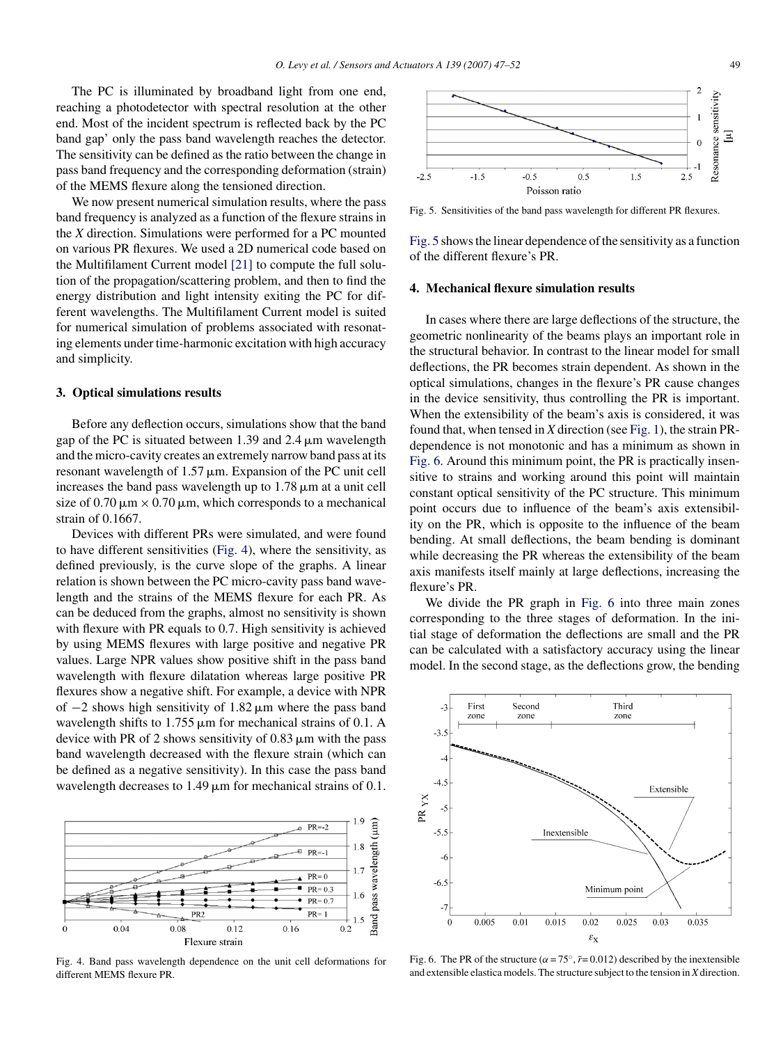The PC is illuminated by broadband light from one end, reaching a photodetector with spectral resolution at the other end. Most of the incident spectrum is reflected back by the PC band gap' only the pass band wavelength reaches the detector. The sensitivity can be defined as the ratio between the change in pass band frequency and the corresponding deformation (strain) of the MEMS flexure along the tensioned direction.

We now present numerical simulation results, where the pass band frequency is analyzed as a function of the flexure strains in the $X$ direction. Simulations were performed for a PC mounted on various PR flexures. We used a 2D numerical code based on the Multifilament Current model [21] to compute the full solution of the propagation/scattering problem, and then to find the energy distribution and light intensity exiting the PC for different wavelengths. The Multifilament Current model is suited for numerical simulation of problems associated with resonating elements under time-harmonic excitation with high accuracy and simplicity.

## 3. Optical simulations results

Before any deflection occurs, simulations show that the band gap of the PC is situated between 1.39 and 2.4 μm wavelength and the micro-cavity creates an extremely narrow band pass at its resonant wavelength of 1.57 μm. Expansion of the PC unit cell increases the band pass wavelength up to 1.78 μm at a unit cell size of 0.70 μm × 0.70 μm, which corresponds to a mechanical strain of 0.1667.

Devices with different PRs were simulated, and were found to have different sensitivities (Fig. 4), where the sensitivity, as defined previously, is the curve slope of the graphs. A linear relation is shown between the PC micro-cavity pass band wavelength and the strains of the MEMS flexure for each PR. As can be deduced from the graphs, almost no sensitivity is shown with flexure with PR equals to 0.7. High sensitivity is achieved by using MEMS flexures with large positive and negative PR values. Large NPR values show positive shift in the pass band wavelength with flexure dilatation whereas large positive PR flexures show a negative shift. For example, a device with NPR of −2 shows high sensitivity of 1.82 μm where the pass band wavelength shifts to 1.755 μm for mechanical strains of 0.1. A device with PR of 2 shows sensitivity of 0.83 μm with the pass band wavelength decreased with the flexure strain (which can be defined as a negative sensitivity). In this case the pass band wavelength decreases to 1.49 μm for mechanical strains of 0.1.

Fig. 4. Band pass wavelength dependence on the unit cell deformations for different MEMS flexure PR.

Fig. 5. Sensitivities of the band pass wavelength for different PR flexures.

Fig. 5 shows the linear dependence of the sensitivity as a function of the different flexure's PR.

## 4. Mechanical flexure simulation results

In cases where there are large deflections of the structure, the geometric nonlinearity of the beams plays an important role in the structural behavior. In contrast to the linear model for small deflections, the PR becomes strain dependent. As shown in the optical simulations, changes in the flexure's PR cause changes in the device sensitivity, thus controlling the PR is important. When the extensibility of the beam's axis is considered, it was found that, when tensed in $X$ direction (see Fig. 1), the strain PR-dependence is not monotonic and has a minimum as shown in Fig. 6. Around this minimum point, the PR is practically insensitive to strains and working around this point will maintain constant optical sensitivity of the PC structure. This minimum point occurs due to influence of the beam's axis extensibility on the PR, which is opposite to the influence of the beam bending. At small deflections, the beam bending is dominant while decreasing the PR whereas the extensibility of the beam axis manifests itself mainly at large deflections, increasing the flexure's PR.

We divide the PR graph in Fig. 6 into three main zones corresponding to the three stages of deformation. In the initial stage of deformation the deflections are small and the PR can be calculated with a satisfactory accuracy using the linear model. In the second stage, as the deflections grow, the bending

Fig. 6. The PR of the structure ($\alpha = 75°$, $\bar{r} = 0.012$) described by the inextensible and extensible elastica models. The structure subject to the tension in $X$ direction.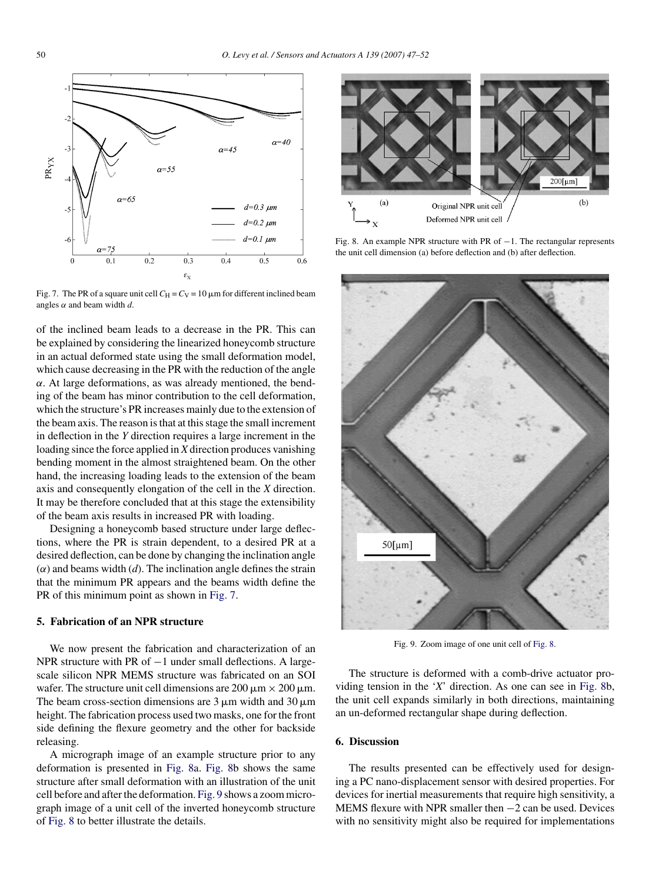Fig. 7. The PR of a square unit cell $C_H = C_V = 10\,\mu$m for different inclined beam angles $\alpha$ and beam width $d$.

of the inclined beam leads to a decrease in the PR. This can be explained by considering the linearized honeycomb structure in an actual deformed state using the small deformation model, which cause decreasing in the PR with the reduction of the angle $\alpha$. At large deformations, as was already mentioned, the bending of the beam has minor contribution to the cell deformation, which the structure's PR increases mainly due to the extension of the beam axis. The reason is that at this stage the small increment in deflection in the $Y$ direction requires a large increment in the loading since the force applied in $X$ direction produces vanishing bending moment in the almost straightened beam. On the other hand, the increasing loading leads to the extension of the beam axis and consequently elongation of the cell in the $X$ direction. It may be therefore concluded that at this stage the extensibility of the beam axis results in increased PR with loading.

Designing a honeycomb based structure under large deflections, where the PR is strain dependent, to a desired PR at a desired deflection, can be done by changing the inclination angle ($\alpha$) and beams width ($d$). The inclination angle defines the strain that the minimum PR appears and the beams width define the PR of this minimum point as shown in Fig. 7.

## 5. Fabrication of an NPR structure

We now present the fabrication and characterization of an NPR structure with PR of −1 under small deflections. A large-scale silicon NPR MEMS structure was fabricated on an SOI wafer. The structure unit cell dimensions are 200 μm × 200 μm. The beam cross-section dimensions are 3 μm width and 30 μm height. The fabrication process used two masks, one for the front side defining the flexure geometry and the other for backside releasing.

A micrograph image of an example structure prior to any deformation is presented in Fig. 8a. Fig. 8b shows the same structure after small deformation with an illustration of the unit cell before and after the deformation. Fig. 9 shows a zoom micrograph image of a unit cell of the inverted honeycomb structure of Fig. 8 to better illustrate the details.

Fig. 8. An example NPR structure with PR of −1. The rectangular represents the unit cell dimension (a) before deflection and (b) after deflection.

Fig. 9. Zoom image of one unit cell of Fig. 8.

The structure is deformed with a comb-drive actuator providing tension in the '$X$' direction. As one can see in Fig. 8b, the unit cell expands similarly in both directions, maintaining an un-deformed rectangular shape during deflection.

## 6. Discussion

The results presented can be effectively used for designing a PC nano-displacement sensor with desired properties. For devices for inertial measurements that require high sensitivity, a MEMS flexure with NPR smaller then −2 can be used. Devices with no sensitivity might also be required for implementations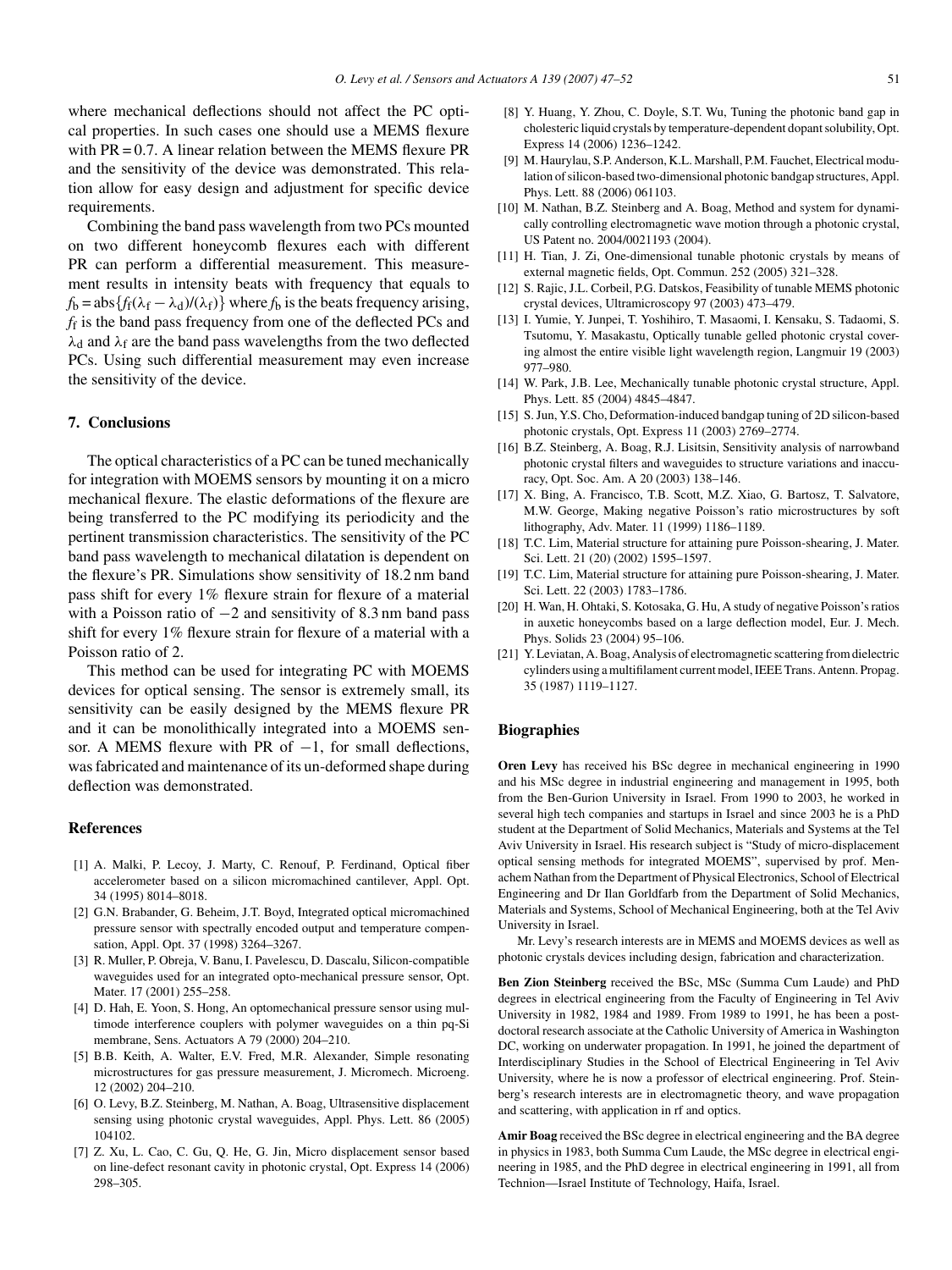where mechanical deflections should not affect the PC optical properties. In such cases one should use a MEMS flexure with PR = 0.7. A linear relation between the MEMS flexure PR and the sensitivity of the device was demonstrated. This relation allow for easy design and adjustment for specific device requirements.

Combining the band pass wavelength from two PCs mounted on two different honeycomb flexures each with different PR can perform a differential measurement. This measurement results in intensity beats with frequency that equals to $f_b = \text{abs}\{f_f(\lambda_f - \lambda_d)/(\lambda_f)\}$ where $f_b$ is the beats frequency arising, $f_f$ is the band pass frequency from one of the deflected PCs and $\lambda_d$ and $\lambda_f$ are the band pass wavelengths from the two deflected PCs. Using such differential measurement may even increase the sensitivity of the device.

## 7. Conclusions

The optical characteristics of a PC can be tuned mechanically for integration with MOEMS sensors by mounting it on a micro mechanical flexure. The elastic deformations of the flexure are being transferred to the PC modifying its periodicity and the pertinent transmission characteristics. The sensitivity of the PC band pass wavelength to mechanical dilatation is dependent on the flexure's PR. Simulations show sensitivity of 18.2 nm band pass shift for every 1% flexure strain for flexure of a material with a Poisson ratio of −2 and sensitivity of 8.3 nm band pass shift for every 1% flexure strain for flexure of a material with a Poisson ratio of 2.

This method can be used for integrating PC with MOEMS devices for optical sensing. The sensor is extremely small, its sensitivity can be easily designed by the MEMS flexure PR and it can be monolithically integrated into a MOEMS sensor. A MEMS flexure with PR of −1, for small deflections, was fabricated and maintenance of its un-deformed shape during deflection was demonstrated.

## References

[1] A. Malki, P. Lecoy, J. Marty, C. Renouf, P. Ferdinand, Optical fiber accelerometer based on a silicon micromachined cantilever, Appl. Opt. 34 (1995) 8014–8018.

[2] G.N. Brabander, G. Beheim, J.T. Boyd, Integrated optical micromachined pressure sensor with spectrally encoded output and temperature compensation, Appl. Opt. 37 (1998) 3264–3267.

[3] R. Muller, P. Obreja, V. Banu, I. Pavelescu, D. Dascalu, Silicon-compatible waveguides used for an integrated opto-mechanical pressure sensor, Opt. Mater. 17 (2001) 255–258.

[4] D. Hah, E. Yoon, S. Hong, An optomechanical pressure sensor using multimode interference couplers with polymer waveguides on a thin pq-Si membrane, Sens. Actuators A 79 (2000) 204–210.

[5] B.B. Keith, A. Walter, E.V. Fred, M.R. Alexander, Simple resonating microstructures for gas pressure measurement, J. Micromech. Microeng. 12 (2002) 204–210.

[6] O. Levy, B.Z. Steinberg, M. Nathan, A. Boag, Ultrasensitive displacement sensing using photonic crystal waveguides, Appl. Phys. Lett. 86 (2005) 104102.

[7] Z. Xu, L. Cao, C. Gu, Q. He, G. Jin, Micro displacement sensor based on line-defect resonant cavity in photonic crystal, Opt. Express 14 (2006) 298–305.

[8] Y. Huang, Y. Zhou, C. Doyle, S.T. Wu, Tuning the photonic band gap in cholesteric liquid crystals by temperature-dependent dopant solubility, Opt. Express 14 (2006) 1236–1242.

[9] M. Haurylau, S.P. Anderson, K.L. Marshall, P.M. Fauchet, Electrical modulation of silicon-based two-dimensional photonic bandgap structures, Appl. Phys. Lett. 88 (2006) 061103.

[10] M. Nathan, B.Z. Steinberg and A. Boag, Method and system for dynamically controlling electromagnetic wave motion through a photonic crystal, US Patent no. 2004/0021193 (2004).

[11] H. Tian, J. Zi, One-dimensional tunable photonic crystals by means of external magnetic fields, Opt. Commun. 252 (2005) 321–328.

[12] S. Rajic, J.L. Corbeil, P.G. Datskos, Feasibility of tunable MEMS photonic crystal devices, Ultramicroscopy 97 (2003) 473–479.

[13] I. Yumie, Y. Junpei, T. Yoshihiro, T. Masaomi, I. Kensaku, S. Tadaomi, S. Tsutomu, Y. Masakastu, Optically tunable gelled photonic crystal covering almost the entire visible light wavelength region, Langmuir 19 (2003) 977–980.

[14] W. Park, J.B. Lee, Mechanically tunable photonic crystal structure, Appl. Phys. Lett. 85 (2004) 4845–4847.

[15] S. Jun, Y.S. Cho, Deformation-induced bandgap tuning of 2D silicon-based photonic crystals, Opt. Express 11 (2003) 2769–2774.

[16] B.Z. Steinberg, A. Boag, R.J. Lisitsin, Sensitivity analysis of narrowband photonic crystal filters and waveguides to structure variations and inaccuracy, Opt. Soc. Am. A 20 (2003) 138–146.

[17] X. Bing, A. Francisco, T.B. Scott, M.Z. Xiao, G. Bartosz, T. Salvatore, M.W. George, Making negative Poisson's ratio microstructures by soft lithography, Adv. Mater. 11 (1999) 1186–1189.

[18] T.C. Lim, Material structure for attaining pure Poisson-shearing, J. Mater. Sci. Lett. 21 (20) (2002) 1595–1597.

[19] T.C. Lim, Material structure for attaining pure Poisson-shearing, J. Mater. Sci. Lett. 22 (2003) 1783–1786.

[20] H. Wan, H. Ohtaki, S. Kotosaka, G. Hu, A study of negative Poisson's ratios in auxetic honeycombs based on a large deflection model, Eur. J. Mech. Phys. Solids 23 (2004) 95–106.

[21] Y. Leviatan, A. Boag, Analysis of electromagnetic scattering from dielectric cylinders using a multifilament current model, IEEE Trans. Antenn. Propag. 35 (1987) 1119–1127.

## Biographies

**Oren Levy** has received his BSc degree in mechanical engineering in 1990 and his MSc degree in industrial engineering and management in 1995, both from the Ben-Gurion University in Israel. From 1990 to 2003, he worked in several high tech companies and startups in Israel and since 2003 he is a PhD student at the Department of Solid Mechanics, Materials and Systems at the Tel Aviv University in Israel. His research subject is "Study of micro-displacement optical sensing methods for integrated MOEMS", supervised by prof. Menachem Nathan from the Department of Physical Electronics, School of Electrical Engineering and Dr Ilan Gorldfarb from the Department of Solid Mechanics, Materials and Systems, School of Mechanical Engineering, both at the Tel Aviv University in Israel.

Mr. Levy's research interests are in MEMS and MOEMS devices as well as photonic crystals devices including design, fabrication and characterization.

**Ben Zion Steinberg** received the BSc, MSc (Summa Cum Laude) and PhD degrees in electrical engineering from the Faculty of Engineering in Tel Aviv University in 1982, 1984 and 1989. From 1989 to 1991, he has been a postdoctoral research associate at the Catholic University of America in Washington DC, working on underwater propagation. In 1991, he joined the department of Interdisciplinary Studies in the School of Electrical Engineering in Tel Aviv University, where he is now a professor of electrical engineering. Prof. Steinberg's research interests are in electromagnetic theory, and wave propagation and scattering, with application in rf and optics.

**Amir Boag** received the BSc degree in electrical engineering and the BA degree in physics in 1983, both Summa Cum Laude, the MSc degree in electrical engineering in 1985, and the PhD degree in electrical engineering in 1991, all from Technion—Israel Institute of Technology, Haifa, Israel.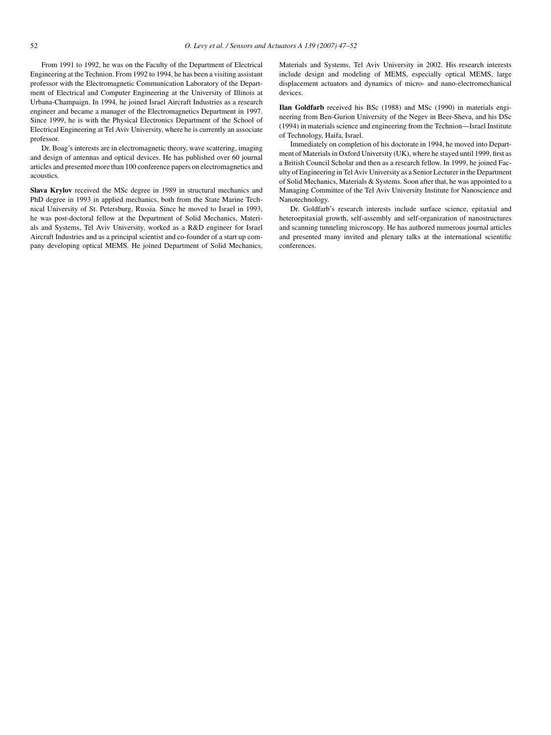From 1991 to 1992, he was on the Faculty of the Department of Electrical Engineering at the Technion. From 1992 to 1994, he has been a visiting assistant professor with the Electromagnetic Communication Laboratory of the Department of Electrical and Computer Engineering at the University of Illinois at Urbana-Champaign. In 1994, he joined Israel Aircraft Industries as a research engineer and became a manager of the Electromagnetics Department in 1997. Since 1999, he is with the Physical Electronics Department of the School of Electrical Engineering at Tel Aviv University, where he is currently an associate professor.

Dr. Boag's interests are in electromagnetic theory, wave scattering, imaging and design of antennas and optical devices. He has published over 60 journal articles and presented more than 100 conference papers on electromagnetics and acoustics.

**Slava Krylov** received the MSc degree in 1989 in structural mechanics and PhD degree in 1993 in applied mechanics, both from the State Marine Technical University of St. Petersburg, Russia. Since he moved to Israel in 1993, he was post-doctoral fellow at the Department of Solid Mechanics, Materials and Systems, Tel Aviv University, worked as a R&D engineer for Israel Aircraft Industries and as a principal scientist and co-founder of a start up company developing optical MEMS. He joined Department of Solid Mechanics, Materials and Systems, Tel Aviv University in 2002. His research interests include design and modeling of MEMS, especially optical MEMS, large displacement actuators and dynamics of micro- and nano-electromechanical devices.

**Ilan Goldfarb** received his BSc (1988) and MSc (1990) in materials engineering from Ben-Gurion University of the Negev in Beer-Sheva, and his DSc (1994) in materials science and engineering from the Technion—Israel Institute of Technology, Haifa, Israel.

Immediately on completion of his doctorate in 1994, he moved into Department of Materials in Oxford University (UK), where he stayed until 1999, first as a British Council Scholar and then as a research fellow. In 1999, he joined Faculty of Engineering in Tel Aviv University as a Senior Lecturer in the Department of Solid Mechanics, Materials & Systems. Soon after that, he was appointed to a Managing Committee of the Tel Aviv University Institute for Nanoscience and Nanotechnology.

Dr. Goldfarb's research interests include surface science, epitaxial and heteroepitaxial growth, self-assembly and self-organization of nanostructures and scanning tunneling microscopy. He has authored numerous journal articles and presented many invited and plenary talks at the international scientific conferences.